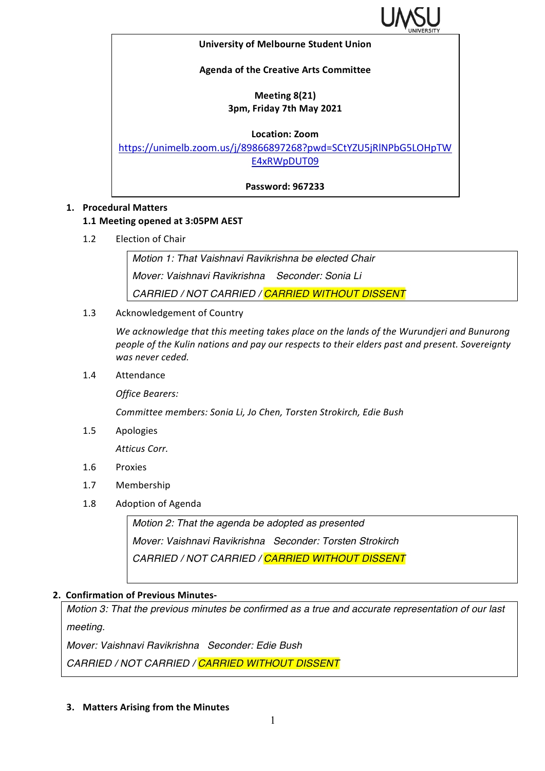**University of Melbourne Student Union**

**Agenda of the Creative Arts Committee**

**Meeting 8(21)**
**3pm, Friday 7th May 2021**

**Location: Zoom**
https://unimelb.zoom.us/j/89866897268?pwd=SCtYZU5jRlNPbG5LOHpTWE4xRWpDUT09

**Password: 967233**

## 1. Procedural Matters

**1.1 Meeting opened at 3:05PM AEST**

1.2 Election of Chair

> *Motion 1: That Vaishnavi Ravikrishna be elected Chair*
> *Mover: Vaishnavi Ravikrishna Seconder: Sonia Li*
> *CARRIED / NOT CARRIED / CARRIED WITHOUT DISSENT*

1.3 Acknowledgement of Country

*We acknowledge that this meeting takes place on the lands of the Wurundjeri and Bunurong people of the Kulin nations and pay our respects to their elders past and present. Sovereignty was never ceded.*

1.4 Attendance

*Office Bearers:*

*Committee members: Sonia Li, Jo Chen, Torsten Strokirch, Edie Bush*

1.5 Apologies

*Atticus Corr.*

1.6 Proxies

1.7 Membership

1.8 Adoption of Agenda

> *Motion 2: That the agenda be adopted as presented*
> *Mover: Vaishnavi Ravikrishna Seconder: Torsten Strokirch*
> *CARRIED / NOT CARRIED / CARRIED WITHOUT DISSENT*

## 2. Confirmation of Previous Minutes-

> *Motion 3: That the previous minutes be confirmed as a true and accurate representation of our last meeting.*
> *Mover: Vaishnavi Ravikrishna Seconder: Edie Bush*
> *CARRIED / NOT CARRIED / CARRIED WITHOUT DISSENT*

## 3. Matters Arising from the Minutes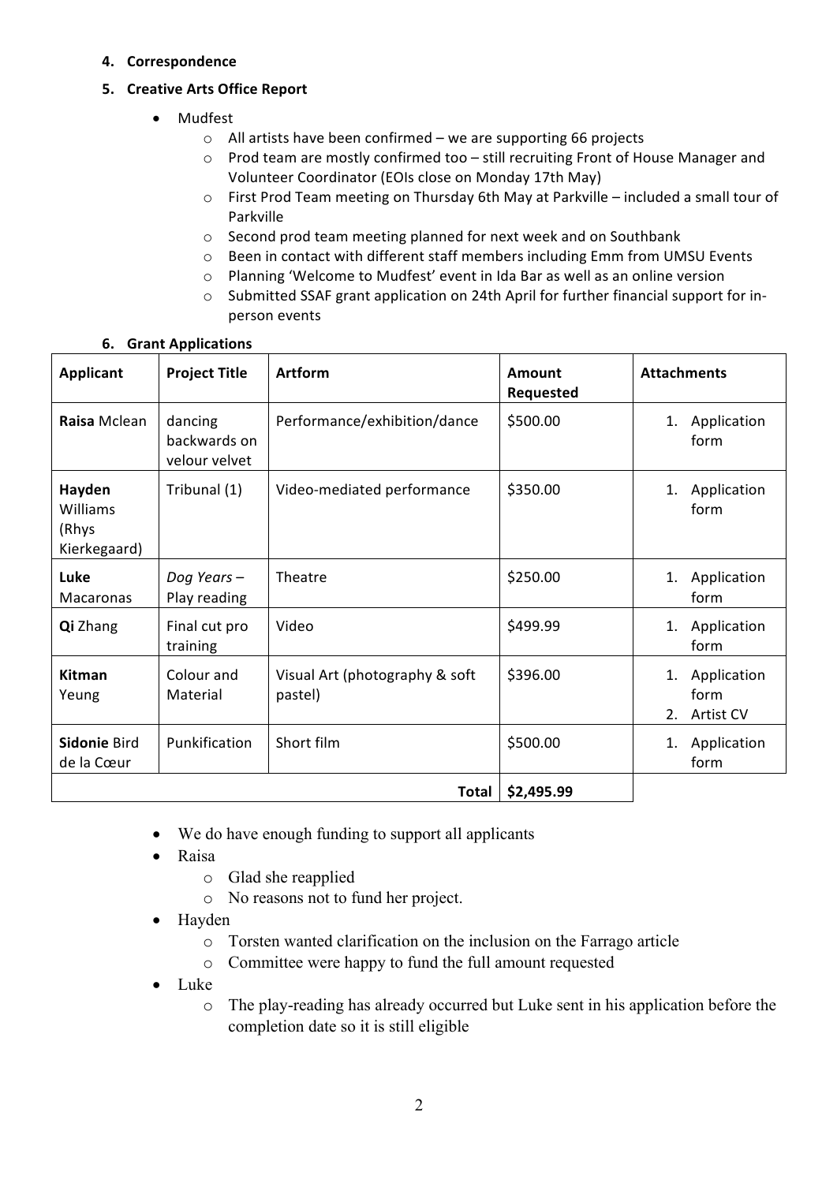**4. Correspondence**

**5. Creative Arts Office Report**

- Mudfest
  - All artists have been confirmed – we are supporting 66 projects
  - Prod team are mostly confirmed too – still recruiting Front of House Manager and Volunteer Coordinator (EOIs close on Monday 17th May)
  - First Prod Team meeting on Thursday 6th May at Parkville – included a small tour of Parkville
  - Second prod team meeting planned for next week and on Southbank
  - Been in contact with different staff members including Emm from UMSU Events
  - Planning 'Welcome to Mudfest' event in Ida Bar as well as an online version
  - Submitted SSAF grant application on 24th April for further financial support for in-person events

**6. Grant Applications**

| Applicant | Project Title | Artform | Amount Requested | Attachments |
|---|---|---|---|---|
| **Raisa** Mclean | dancing backwards on velour velvet | Performance/exhibition/dance | \$500.00 | 1. Application form |
| **Hayden** Williams (Rhys Kierkegaard) | Tribunal (1) | Video-mediated performance | \$350.00 | 1. Application form |
| **Luke** Macaronas | *Dog Years* – Play reading | Theatre | \$250.00 | 1. Application form |
| **Qi** Zhang | Final cut pro training | Video | \$499.99 | 1. Application form |
| **Kitman** Yeung | Colour and Material | Visual Art (photography & soft pastel) | \$396.00 | 1. Application form 2. Artist CV |
| **Sidonie** Bird de la Cœur | Punkification | Short film | \$500.00 | 1. Application form |
| | | **Total** | **\$2,495.99** | |

- We do have enough funding to support all applicants
- Raisa
  - Glad she reapplied
  - No reasons not to fund her project.
- Hayden
  - Torsten wanted clarification on the inclusion on the Farrago article
  - Committee were happy to fund the full amount requested
- Luke
  - The play-reading has already occurred but Luke sent in his application before the completion date so it is still eligible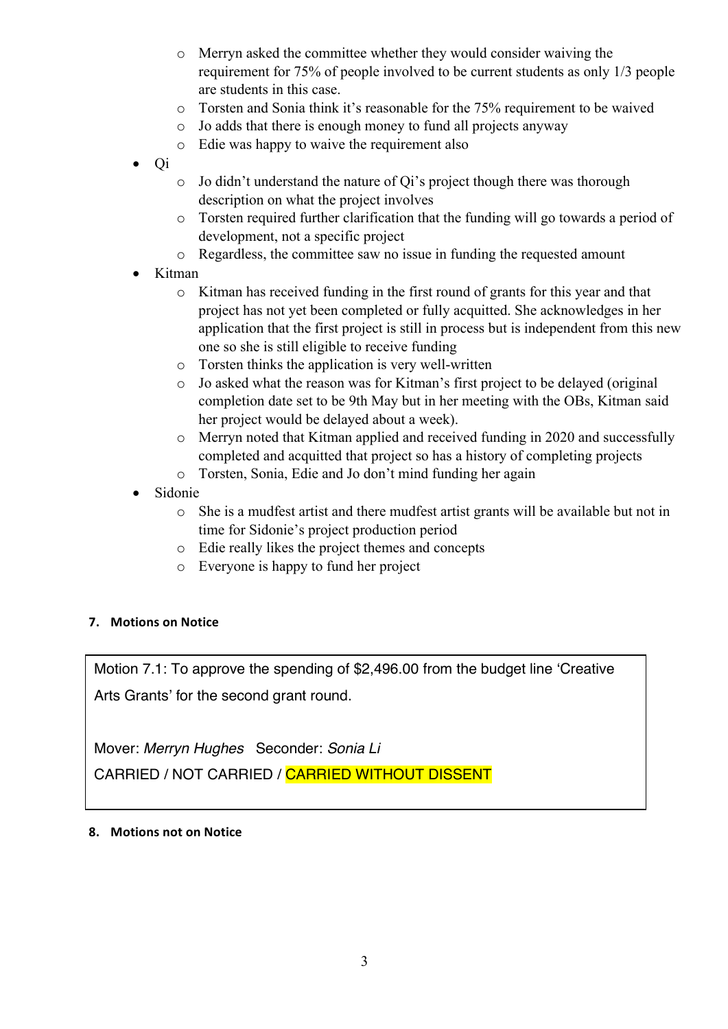- Merryn asked the committee whether they would consider waiving the requirement for 75% of people involved to be current students as only 1/3 people are students in this case.
  - Torsten and Sonia think it's reasonable for the 75% requirement to be waived
  - Jo adds that there is enough money to fund all projects anyway
  - Edie was happy to waive the requirement also
- Qi
  - Jo didn't understand the nature of Qi's project though there was thorough description on what the project involves
  - Torsten required further clarification that the funding will go towards a period of development, not a specific project
  - Regardless, the committee saw no issue in funding the requested amount
- Kitman
  - Kitman has received funding in the first round of grants for this year and that project has not yet been completed or fully acquitted. She acknowledges in her application that the first project is still in process but is independent from this new one so she is still eligible to receive funding
  - Torsten thinks the application is very well-written
  - Jo asked what the reason was for Kitman's first project to be delayed (original completion date set to be 9th May but in her meeting with the OBs, Kitman said her project would be delayed about a week).
  - Merryn noted that Kitman applied and received funding in 2020 and successfully completed and acquitted that project so has a history of completing projects
  - Torsten, Sonia, Edie and Jo don't mind funding her again
- Sidonie
  - She is a mudfest artist and there mudfest artist grants will be available but not in time for Sidonie's project production period
  - Edie really likes the project themes and concepts
  - Everyone is happy to fund her project

## 7. Motions on Notice

Motion 7.1: To approve the spending of $2,496.00 from the budget line 'Creative Arts Grants' for the second grant round.

Mover: *Merryn Hughes* Seconder: *Sonia Li*

CARRIED / NOT CARRIED / CARRIED WITHOUT DISSENT

## 8. Motions not on Notice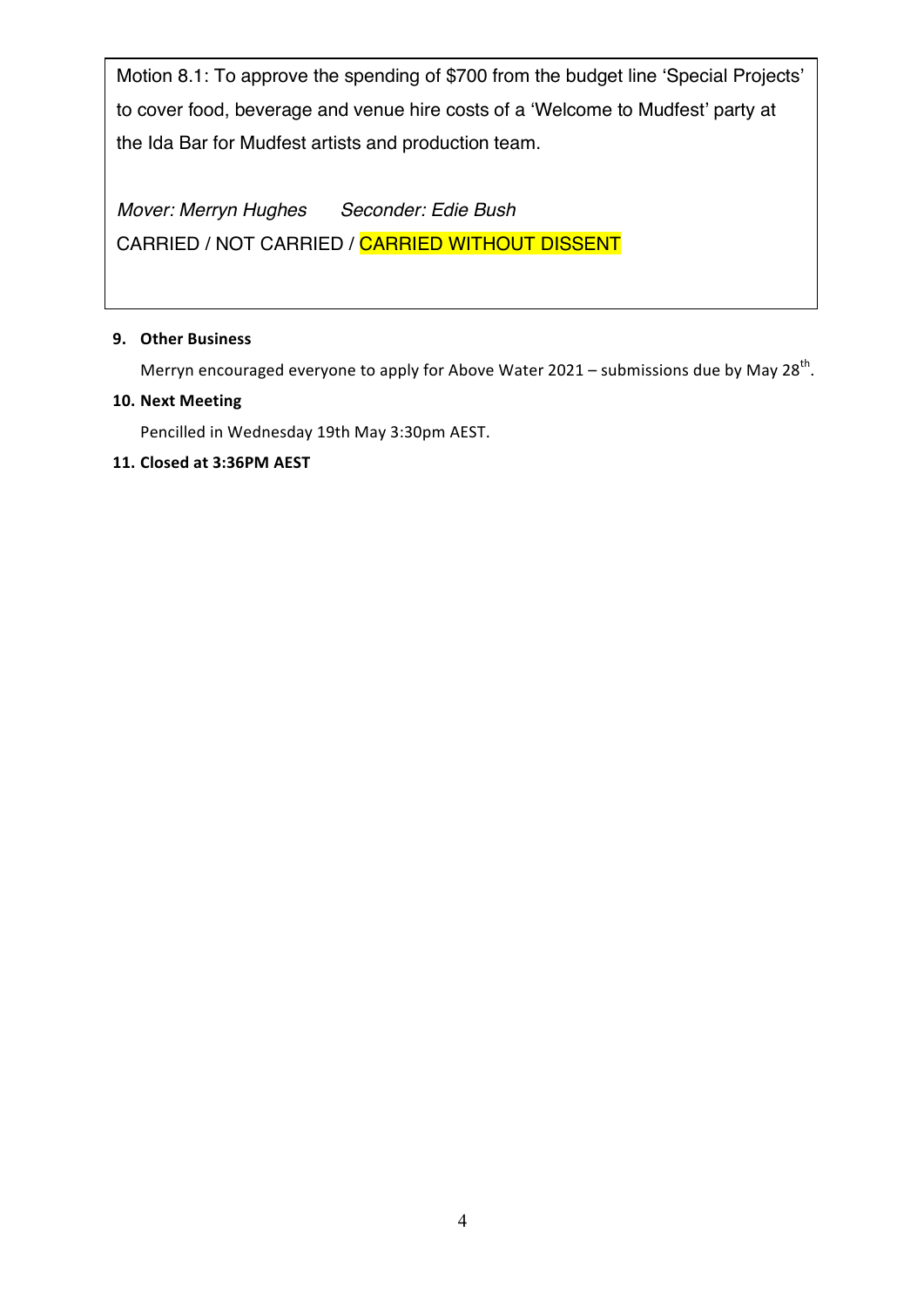Motion 8.1: To approve the spending of $700 from the budget line 'Special Projects' to cover food, beverage and venue hire costs of a 'Welcome to Mudfest' party at the Ida Bar for Mudfest artists and production team.

*Mover: Merryn Hughes*  *Seconder: Edie Bush*

CARRIED / NOT CARRIED / CARRIED WITHOUT DISSENT

**9. Other Business**

Merryn encouraged everyone to apply for Above Water 2021 – submissions due by May 28th.

**10. Next Meeting**

Pencilled in Wednesday 19th May 3:30pm AEST.

**11. Closed at 3:36PM AEST**